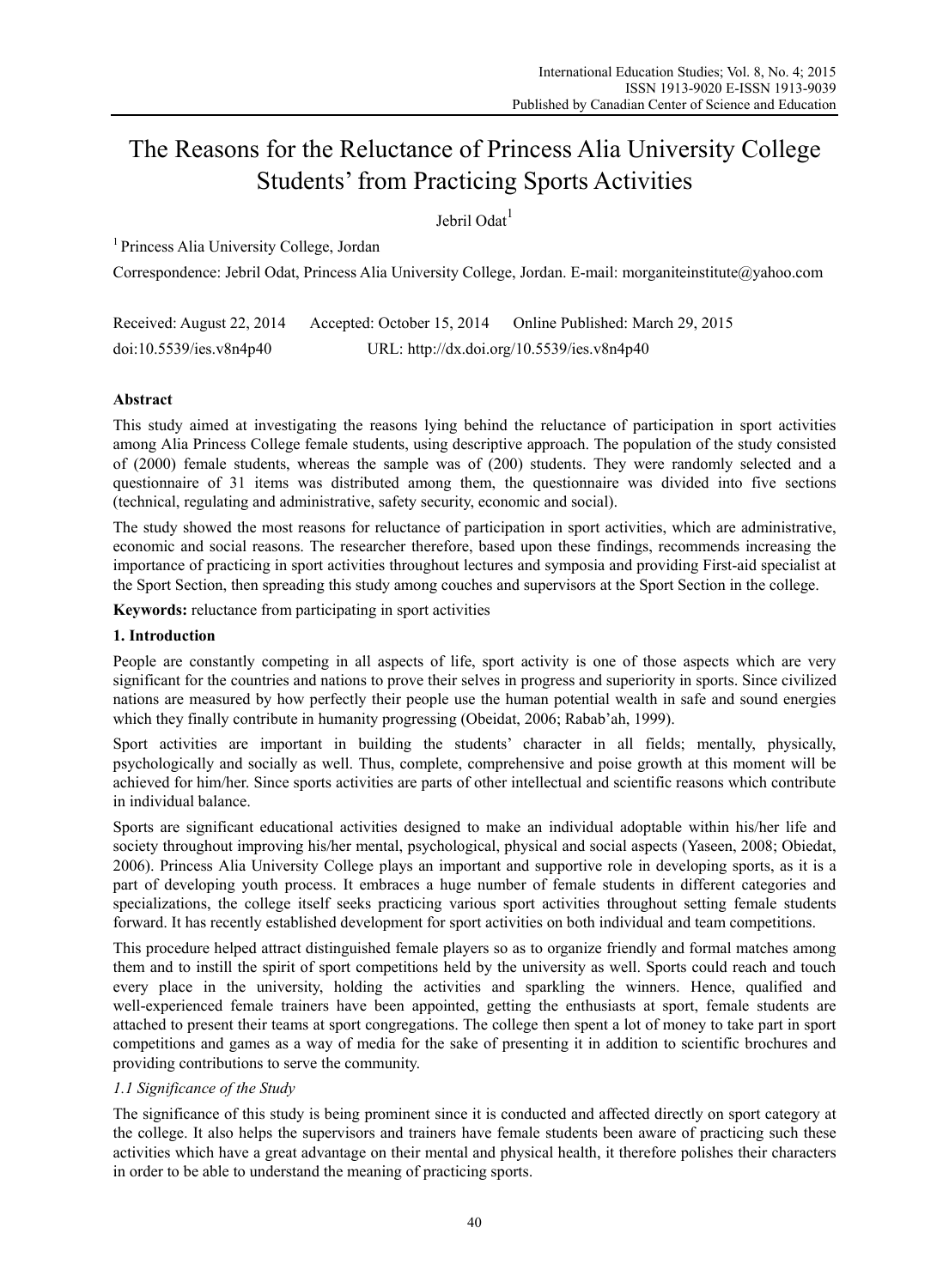# The Reasons for the Reluctance of Princess Alia University College Students' from Practicing Sports Activities

Jebril Odat[1]

[1] Princess Alia University College, Jordan

Correspondence: Jebril Odat, Princess Alia University College, Jordan. E-mail: morganiteinstitute@yahoo.com

Received: August 22, 2014 Accepted: October 15, 2014 Online Published: March 29, 2015

doi:10.5539/ies.v8n4p40 URL: http://dx.doi.org/10.5539/ies.v8n4p40

## Abstract

This study aimed at investigating the reasons lying behind the reluctance of participation in sport activities among Alia Princess College female students, using descriptive approach. The population of the study consisted of (2000) female students, whereas the sample was of (200) students. They were randomly selected and a questionnaire of 31 items was distributed among them, the questionnaire was divided into five sections (technical, regulating and administrative, safety security, economic and social).

The study showed the most reasons for reluctance of participation in sport activities, which are administrative, economic and social reasons. The researcher therefore, based upon these findings, recommends increasing the importance of practicing in sport activities throughout lectures and symposia and providing First-aid specialist at the Sport Section, then spreading this study among couches and supervisors at the Sport Section in the college.

**Keywords:** reluctance from participating in sport activities

## 1. Introduction

People are constantly competing in all aspects of life, sport activity is one of those aspects which are very significant for the countries and nations to prove their selves in progress and superiority in sports. Since civilized nations are measured by how perfectly their people use the human potential wealth in safe and sound energies which they finally contribute in humanity progressing (Obeidat, 2006; Rabab'ah, 1999).

Sport activities are important in building the students' character in all fields; mentally, physically, psychologically and socially as well. Thus, complete, comprehensive and poise growth at this moment will be achieved for him/her. Since sports activities are parts of other intellectual and scientific reasons which contribute in individual balance.

Sports are significant educational activities designed to make an individual adoptable within his/her life and society throughout improving his/her mental, psychological, physical and social aspects (Yaseen, 2008; Obiedat, 2006). Princess Alia University College plays an important and supportive role in developing sports, as it is a part of developing youth process. It embraces a huge number of female students in different categories and specializations, the college itself seeks practicing various sport activities throughout setting female students forward. It has recently established development for sport activities on both individual and team competitions.

This procedure helped attract distinguished female players so as to organize friendly and formal matches among them and to instill the spirit of sport competitions held by the university as well. Sports could reach and touch every place in the university, holding the activities and sparkling the winners. Hence, qualified and well-experienced female trainers have been appointed, getting the enthusiasts at sport, female students are attached to present their teams at sport congregations. The college then spent a lot of money to take part in sport competitions and games as a way of media for the sake of presenting it in addition to scientific brochures and providing contributions to serve the community.

### *1.1 Significance of the Study*

The significance of this study is being prominent since it is conducted and affected directly on sport category at the college. It also helps the supervisors and trainers have female students been aware of practicing such these activities which have a great advantage on their mental and physical health, it therefore polishes their characters in order to be able to understand the meaning of practicing sports.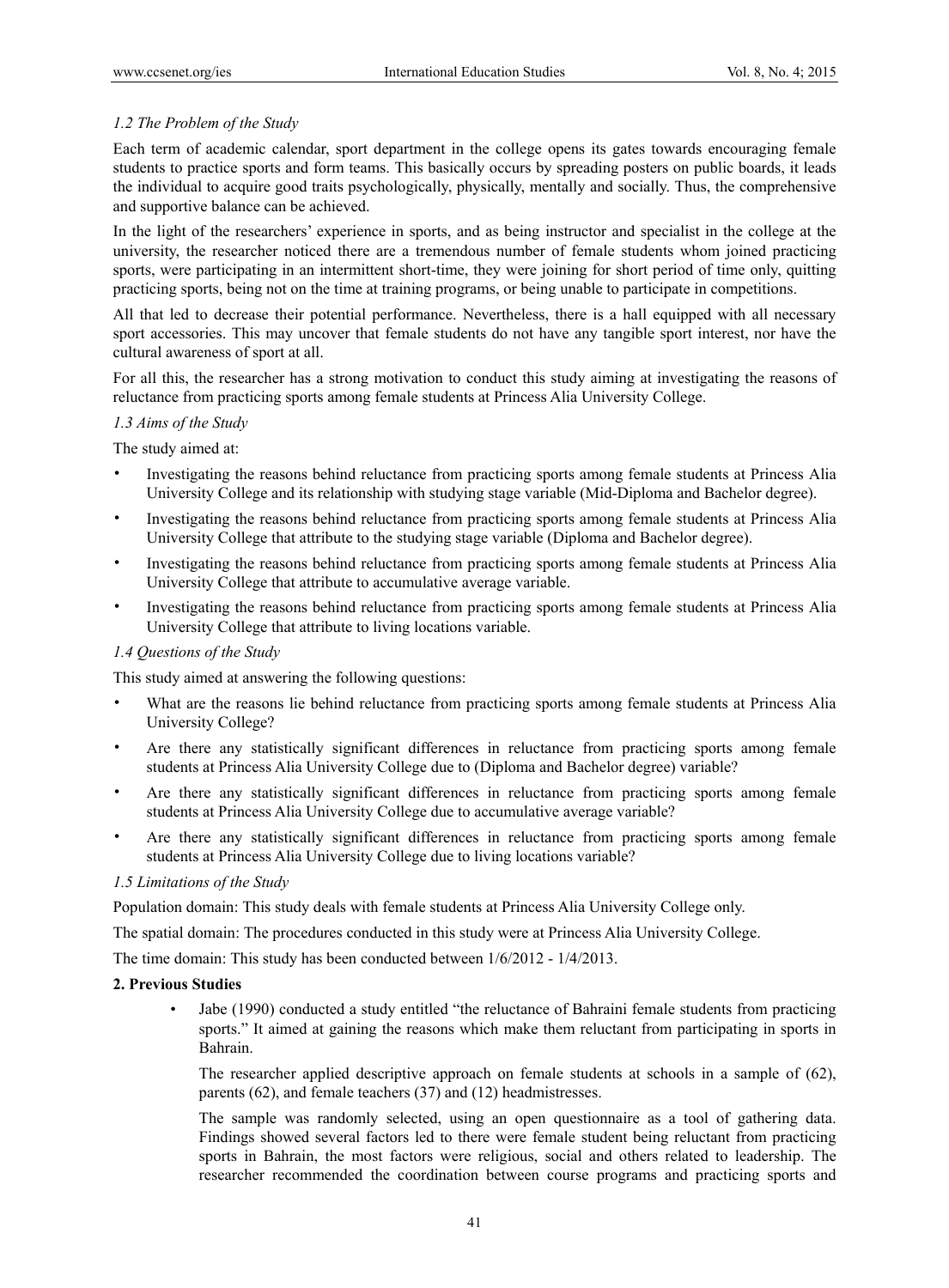### *1.2 The Problem of the Study*

Each term of academic calendar, sport department in the college opens its gates towards encouraging female students to practice sports and form teams. This basically occurs by spreading posters on public boards, it leads the individual to acquire good traits psychologically, physically, mentally and socially. Thus, the comprehensive and supportive balance can be achieved.

In the light of the researchers' experience in sports, and as being instructor and specialist in the college at the university, the researcher noticed there are a tremendous number of female students whom joined practicing sports, were participating in an intermittent short-time, they were joining for short period of time only, quitting practicing sports, being not on the time at training programs, or being unable to participate in competitions.

All that led to decrease their potential performance. Nevertheless, there is a hall equipped with all necessary sport accessories. This may uncover that female students do not have any tangible sport interest, nor have the cultural awareness of sport at all.

For all this, the researcher has a strong motivation to conduct this study aiming at investigating the reasons of reluctance from practicing sports among female students at Princess Alia University College.

### *1.3 Aims of the Study*

The study aimed at:

- Investigating the reasons behind reluctance from practicing sports among female students at Princess Alia University College and its relationship with studying stage variable (Mid-Diploma and Bachelor degree).
- Investigating the reasons behind reluctance from practicing sports among female students at Princess Alia University College that attribute to the studying stage variable (Diploma and Bachelor degree).
- Investigating the reasons behind reluctance from practicing sports among female students at Princess Alia University College that attribute to accumulative average variable.
- Investigating the reasons behind reluctance from practicing sports among female students at Princess Alia University College that attribute to living locations variable.

### *1.4 Questions of the Study*

This study aimed at answering the following questions:

- What are the reasons lie behind reluctance from practicing sports among female students at Princess Alia University College?
- Are there any statistically significant differences in reluctance from practicing sports among female students at Princess Alia University College due to (Diploma and Bachelor degree) variable?
- Are there any statistically significant differences in reluctance from practicing sports among female students at Princess Alia University College due to accumulative average variable?
- Are there any statistically significant differences in reluctance from practicing sports among female students at Princess Alia University College due to living locations variable?

### *1.5 Limitations of the Study*

Population domain: This study deals with female students at Princess Alia University College only.

The spatial domain: The procedures conducted in this study were at Princess Alia University College.

The time domain: This study has been conducted between 1/6/2012 - 1/4/2013.

## **2. Previous Studies**

- Jabe (1990) conducted a study entitled "the reluctance of Bahraini female students from practicing sports." It aimed at gaining the reasons which make them reluctant from participating in sports in Bahrain.

  The researcher applied descriptive approach on female students at schools in a sample of (62), parents (62), and female teachers (37) and (12) headmistresses.

  The sample was randomly selected, using an open questionnaire as a tool of gathering data. Findings showed several factors led to there were female student being reluctant from practicing sports in Bahrain, the most factors were religious, social and others related to leadership. The researcher recommended the coordination between course programs and practicing sports and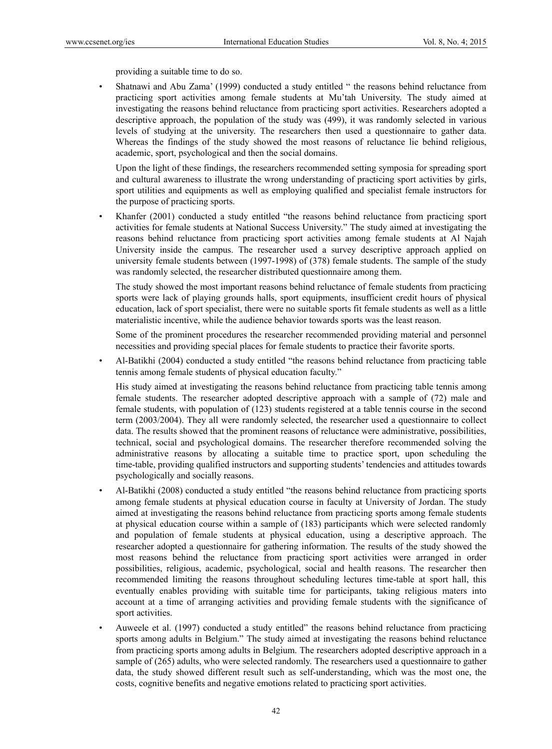providing a suitable time to do so.

- Shatnawi and Abu Zama' (1999) conducted a study entitled " the reasons behind reluctance from practicing sport activities among female students at Mu'tah University. The study aimed at investigating the reasons behind reluctance from practicing sport activities. Researchers adopted a descriptive approach, the population of the study was (499), it was randomly selected in various levels of studying at the university. The researchers then used a questionnaire to gather data. Whereas the findings of the study showed the most reasons of reluctance lie behind religious, academic, sport, psychological and then the social domains.

  Upon the light of these findings, the researchers recommended setting symposia for spreading sport and cultural awareness to illustrate the wrong understanding of practicing sport activities by girls, sport utilities and equipments as well as employing qualified and specialist female instructors for the purpose of practicing sports.

- Khanfer (2001) conducted a study entitled "the reasons behind reluctance from practicing sport activities for female students at National Success University." The study aimed at investigating the reasons behind reluctance from practicing sport activities among female students at Al Najah University inside the campus. The researcher used a survey descriptive approach applied on university female students between (1997-1998) of (378) female students. The sample of the study was randomly selected, the researcher distributed questionnaire among them.

  The study showed the most important reasons behind reluctance of female students from practicing sports were lack of playing grounds halls, sport equipments, insufficient credit hours of physical education, lack of sport specialist, there were no suitable sports fit female students as well as a little materialistic incentive, while the audience behavior towards sports was the least reason.

  Some of the prominent procedures the researcher recommended providing material and personnel necessities and providing special places for female students to practice their favorite sports.

- Al-Batikhi (2004) conducted a study entitled "the reasons behind reluctance from practicing table tennis among female students of physical education faculty."

  His study aimed at investigating the reasons behind reluctance from practicing table tennis among female students. The researcher adopted descriptive approach with a sample of (72) male and female students, with population of (123) students registered at a table tennis course in the second term (2003/2004). They all were randomly selected, the researcher used a questionnaire to collect data. The results showed that the prominent reasons of reluctance were administrative, possibilities, technical, social and psychological domains. The researcher therefore recommended solving the administrative reasons by allocating a suitable time to practice sport, upon scheduling the time-table, providing qualified instructors and supporting students' tendencies and attitudes towards psychologically and socially reasons.

- Al-Batikhi (2008) conducted a study entitled "the reasons behind reluctance from practicing sports among female students at physical education course in faculty at University of Jordan. The study aimed at investigating the reasons behind reluctance from practicing sports among female students at physical education course within a sample of (183) participants which were selected randomly and population of female students at physical education, using a descriptive approach. The researcher adopted a questionnaire for gathering information. The results of the study showed the most reasons behind the reluctance from practicing sport activities were arranged in order possibilities, religious, academic, psychological, social and health reasons. The researcher then recommended limiting the reasons throughout scheduling lectures time-table at sport hall, this eventually enables providing with suitable time for participants, taking religious maters into account at a time of arranging activities and providing female students with the significance of sport activities.

- Auweele et al. (1997) conducted a study entitled" the reasons behind reluctance from practicing sports among adults in Belgium." The study aimed at investigating the reasons behind reluctance from practicing sports among adults in Belgium. The researchers adopted descriptive approach in a sample of (265) adults, who were selected randomly. The researchers used a questionnaire to gather data, the study showed different result such as self-understanding, which was the most one, the costs, cognitive benefits and negative emotions related to practicing sport activities.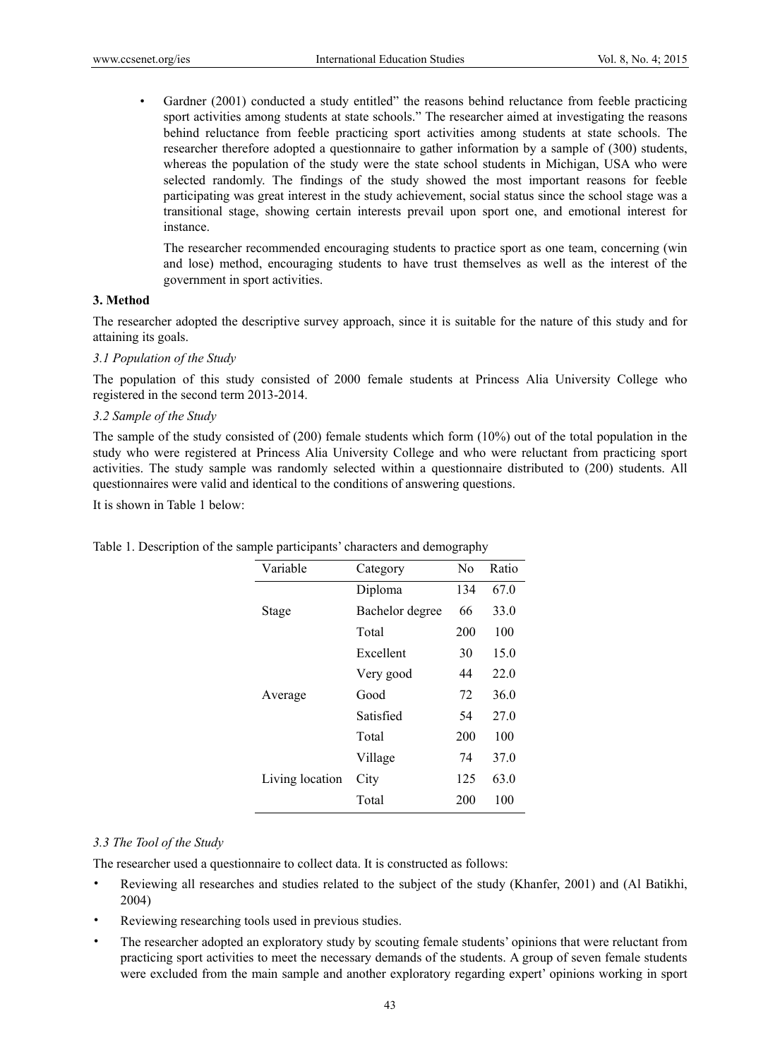- Gardner (2001) conducted a study entitled" the reasons behind reluctance from feeble practicing sport activities among students at state schools." The researcher aimed at investigating the reasons behind reluctance from feeble practicing sport activities among students at state schools. The researcher therefore adopted a questionnaire to gather information by a sample of (300) students, whereas the population of the study were the state school students in Michigan, USA who were selected randomly. The findings of the study showed the most important reasons for feeble participating was great interest in the study achievement, social status since the school stage was a transitional stage, showing certain interests prevail upon sport one, and emotional interest for instance.

  The researcher recommended encouraging students to practice sport as one team, concerning (win and lose) method, encouraging students to have trust themselves as well as the interest of the government in sport activities.

## 3. Method

The researcher adopted the descriptive survey approach, since it is suitable for the nature of this study and for attaining its goals.

### *3.1 Population of the Study*

The population of this study consisted of 2000 female students at Princess Alia University College who registered in the second term 2013-2014.

### *3.2 Sample of the Study*

The sample of the study consisted of (200) female students which form (10%) out of the total population in the study who were registered at Princess Alia University College and who were reluctant from practicing sport activities. The study sample was randomly selected within a questionnaire distributed to (200) students. All questionnaires were valid and identical to the conditions of answering questions.

It is shown in Table 1 below:

Table 1. Description of the sample participants' characters and demography

| Variable | Category | No | Ratio |
|---|---|---|---|
| Stage | Diploma | 134 | 67.0 |
| | Bachelor degree | 66 | 33.0 |
| | Total | 200 | 100 |
| Average | Excellent | 30 | 15.0 |
| | Very good | 44 | 22.0 |
| | Good | 72 | 36.0 |
| | Satisfied | 54 | 27.0 |
| | Total | 200 | 100 |
| Living location | Village | 74 | 37.0 |
| | City | 125 | 63.0 |
| | Total | 200 | 100 |

### *3.3 The Tool of the Study*

The researcher used a questionnaire to collect data. It is constructed as follows:

- Reviewing all researches and studies related to the subject of the study (Khanfer, 2001) and (Al Batikhi, 2004)
- Reviewing researching tools used in previous studies.
- The researcher adopted an exploratory study by scouting female students' opinions that were reluctant from practicing sport activities to meet the necessary demands of the students. A group of seven female students were excluded from the main sample and another exploratory regarding expert' opinions working in sport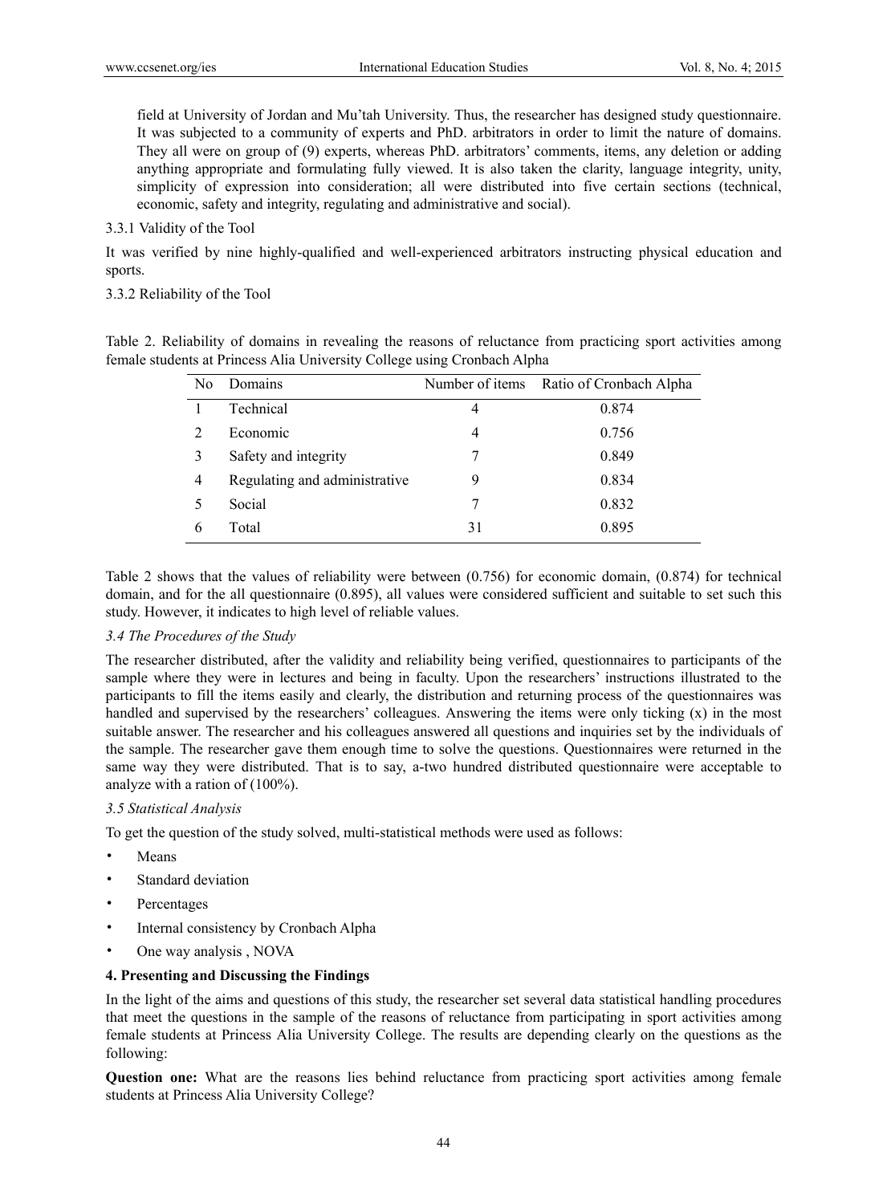field at University of Jordan and Mu'tah University. Thus, the researcher has designed study questionnaire. It was subjected to a community of experts and PhD. arbitrators in order to limit the nature of domains. They all were on group of (9) experts, whereas PhD. arbitrators' comments, items, any deletion or adding anything appropriate and formulating fully viewed. It is also taken the clarity, language integrity, unity, simplicity of expression into consideration; all were distributed into five certain sections (technical, economic, safety and integrity, regulating and administrative and social).

#### 3.3.1 Validity of the Tool

It was verified by nine highly-qualified and well-experienced arbitrators instructing physical education and sports.

#### 3.3.2 Reliability of the Tool

Table 2. Reliability of domains in revealing the reasons of reluctance from practicing sport activities among female students at Princess Alia University College using Cronbach Alpha

| No | Domains | Number of items | Ratio of Cronbach Alpha |
|---|---|---|---|
| 1 | Technical | 4 | 0.874 |
| 2 | Economic | 4 | 0.756 |
| 3 | Safety and integrity | 7 | 0.849 |
| 4 | Regulating and administrative | 9 | 0.834 |
| 5 | Social | 7 | 0.832 |
| 6 | Total | 31 | 0.895 |

Table 2 shows that the values of reliability were between (0.756) for economic domain, (0.874) for technical domain, and for the all questionnaire (0.895), all values were considered sufficient and suitable to set such this study. However, it indicates to high level of reliable values.

### *3.4 The Procedures of the Study*

The researcher distributed, after the validity and reliability being verified, questionnaires to participants of the sample where they were in lectures and being in faculty. Upon the researchers' instructions illustrated to the participants to fill the items easily and clearly, the distribution and returning process of the questionnaires was handled and supervised by the researchers' colleagues. Answering the items were only ticking (x) in the most suitable answer. The researcher and his colleagues answered all questions and inquiries set by the individuals of the sample. The researcher gave them enough time to solve the questions. Questionnaires were returned in the same way they were distributed. That is to say, a-two hundred distributed questionnaire were acceptable to analyze with a ration of (100%).

### *3.5 Statistical Analysis*

To get the question of the study solved, multi-statistical methods were used as follows:

- Means
- Standard deviation
- Percentages
- Internal consistency by Cronbach Alpha
- One way analysis , NOVA

## 4. Presenting and Discussing the Findings

In the light of the aims and questions of this study, the researcher set several data statistical handling procedures that meet the questions in the sample of the reasons of reluctance from participating in sport activities among female students at Princess Alia University College. The results are depending clearly on the questions as the following:

**Question one:** What are the reasons lies behind reluctance from practicing sport activities among female students at Princess Alia University College?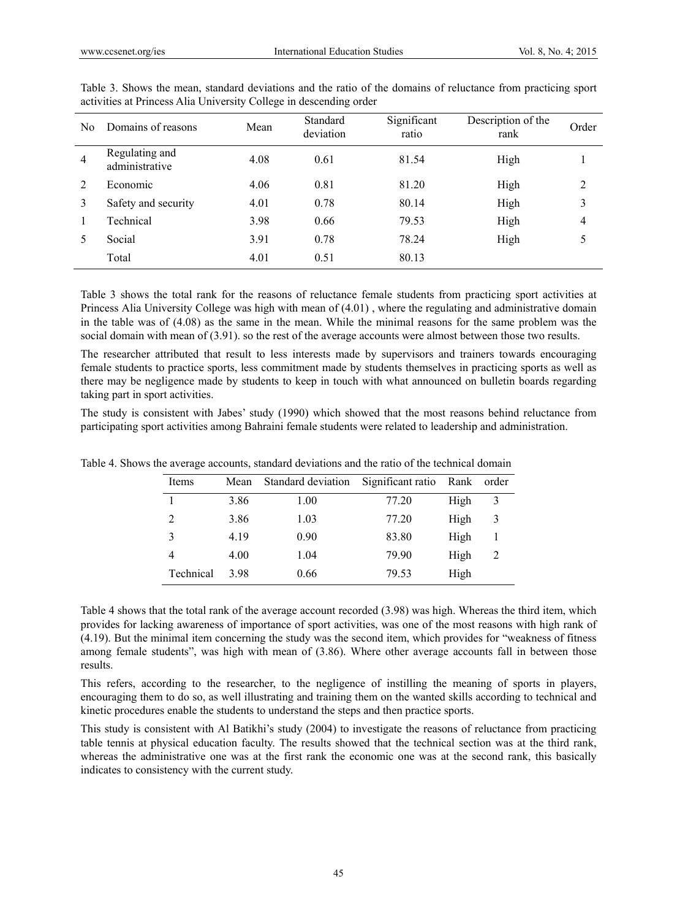Table 3. Shows the mean, standard deviations and the ratio of the domains of reluctance from practicing sport activities at Princess Alia University College in descending order

| No | Domains of reasons | Mean | Standard deviation | Significant ratio | Description of the rank | Order |
|---|---|---|---|---|---|---|
| 4 | Regulating and administrative | 4.08 | 0.61 | 81.54 | High | 1 |
| 2 | Economic | 4.06 | 0.81 | 81.20 | High | 2 |
| 3 | Safety and security | 4.01 | 0.78 | 80.14 | High | 3 |
| 1 | Technical | 3.98 | 0.66 | 79.53 | High | 4 |
| 5 | Social | 3.91 | 0.78 | 78.24 | High | 5 |
| | Total | 4.01 | 0.51 | 80.13 | | |

Table 3 shows the total rank for the reasons of reluctance female students from practicing sport activities at Princess Alia University College was high with mean of (4.01) , where the regulating and administrative domain in the table was of (4.08) as the same in the mean. While the minimal reasons for the same problem was the social domain with mean of (3.91). so the rest of the average accounts were almost between those two results.

The researcher attributed that result to less interests made by supervisors and trainers towards encouraging female students to practice sports, less commitment made by students themselves in practicing sports as well as there may be negligence made by students to keep in touch with what announced on bulletin boards regarding taking part in sport activities.

The study is consistent with Jabes' study (1990) which showed that the most reasons behind reluctance from participating sport activities among Bahraini female students were related to leadership and administration.

Table 4. Shows the average accounts, standard deviations and the ratio of the technical domain

| Items | Mean | Standard deviation | Significant ratio | Rank | order |
|---|---|---|---|---|---|
| 1 | 3.86 | 1.00 | 77.20 | High | 3 |
| 2 | 3.86 | 1.03 | 77.20 | High | 3 |
| 3 | 4.19 | 0.90 | 83.80 | High | 1 |
| 4 | 4.00 | 1.04 | 79.90 | High | 2 |
| Technical | 3.98 | 0.66 | 79.53 | High | |

Table 4 shows that the total rank of the average account recorded (3.98) was high. Whereas the third item, which provides for lacking awareness of importance of sport activities, was one of the most reasons with high rank of (4.19). But the minimal item concerning the study was the second item, which provides for "weakness of fitness among female students", was high with mean of (3.86). Where other average accounts fall in between those results.

This refers, according to the researcher, to the negligence of instilling the meaning of sports in players, encouraging them to do so, as well illustrating and training them on the wanted skills according to technical and kinetic procedures enable the students to understand the steps and then practice sports.

This study is consistent with Al Batikhi's study (2004) to investigate the reasons of reluctance from practicing table tennis at physical education faculty. The results showed that the technical section was at the third rank, whereas the administrative one was at the first rank the economic one was at the second rank, this basically indicates to consistency with the current study.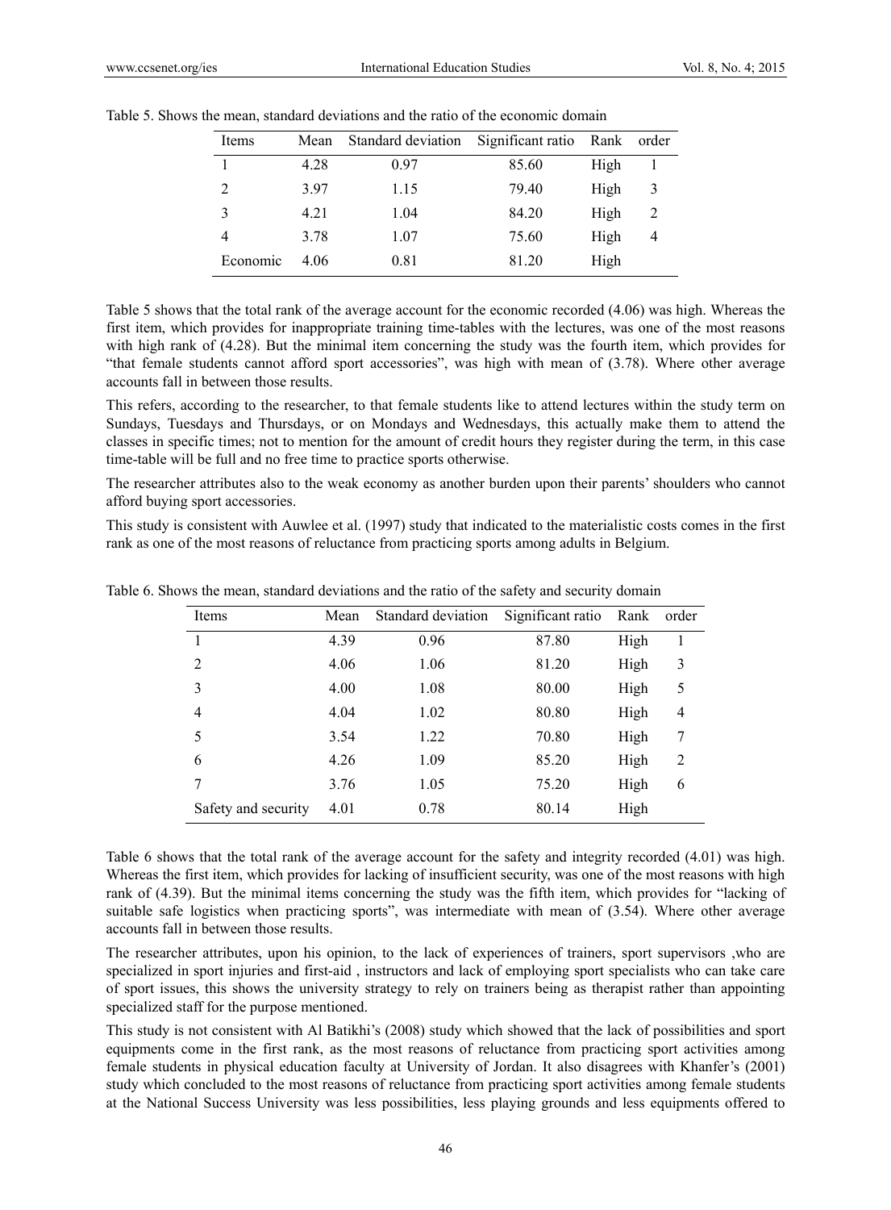Table 5. Shows the mean, standard deviations and the ratio of the economic domain

| Items | Mean | Standard deviation | Significant ratio | Rank | order |
|---|---|---|---|---|---|
| 1 | 4.28 | 0.97 | 85.60 | High | 1 |
| 2 | 3.97 | 1.15 | 79.40 | High | 3 |
| 3 | 4.21 | 1.04 | 84.20 | High | 2 |
| 4 | 3.78 | 1.07 | 75.60 | High | 4 |
| Economic | 4.06 | 0.81 | 81.20 | High | |

Table 5 shows that the total rank of the average account for the economic recorded (4.06) was high. Whereas the first item, which provides for inappropriate training time-tables with the lectures, was one of the most reasons with high rank of (4.28). But the minimal item concerning the study was the fourth item, which provides for "that female students cannot afford sport accessories", was high with mean of (3.78). Where other average accounts fall in between those results.

This refers, according to the researcher, to that female students like to attend lectures within the study term on Sundays, Tuesdays and Thursdays, or on Mondays and Wednesdays, this actually make them to attend the classes in specific times; not to mention for the amount of credit hours they register during the term, in this case time-table will be full and no free time to practice sports otherwise.

The researcher attributes also to the weak economy as another burden upon their parents' shoulders who cannot afford buying sport accessories.

This study is consistent with Auwlee et al. (1997) study that indicated to the materialistic costs comes in the first rank as one of the most reasons of reluctance from practicing sports among adults in Belgium.

Table 6. Shows the mean, standard deviations and the ratio of the safety and security domain

| Items | Mean | Standard deviation | Significant ratio | Rank | order |
|---|---|---|---|---|---|
| 1 | 4.39 | 0.96 | 87.80 | High | 1 |
| 2 | 4.06 | 1.06 | 81.20 | High | 3 |
| 3 | 4.00 | 1.08 | 80.00 | High | 5 |
| 4 | 4.04 | 1.02 | 80.80 | High | 4 |
| 5 | 3.54 | 1.22 | 70.80 | High | 7 |
| 6 | 4.26 | 1.09 | 85.20 | High | 2 |
| 7 | 3.76 | 1.05 | 75.20 | High | 6 |
| Safety and security | 4.01 | 0.78 | 80.14 | High | |

Table 6 shows that the total rank of the average account for the safety and integrity recorded (4.01) was high. Whereas the first item, which provides for lacking of insufficient security, was one of the most reasons with high rank of (4.39). But the minimal items concerning the study was the fifth item, which provides for "lacking of suitable safe logistics when practicing sports", was intermediate with mean of (3.54). Where other average accounts fall in between those results.

The researcher attributes, upon his opinion, to the lack of experiences of trainers, sport supervisors ,who are specialized in sport injuries and first-aid , instructors and lack of employing sport specialists who can take care of sport issues, this shows the university strategy to rely on trainers being as therapist rather than appointing specialized staff for the purpose mentioned.

This study is not consistent with Al Batikhi's (2008) study which showed that the lack of possibilities and sport equipments come in the first rank, as the most reasons of reluctance from practicing sport activities among female students in physical education faculty at University of Jordan. It also disagrees with Khanfer's (2001) study which concluded to the most reasons of reluctance from practicing sport activities among female students at the National Success University was less possibilities, less playing grounds and less equipments offered to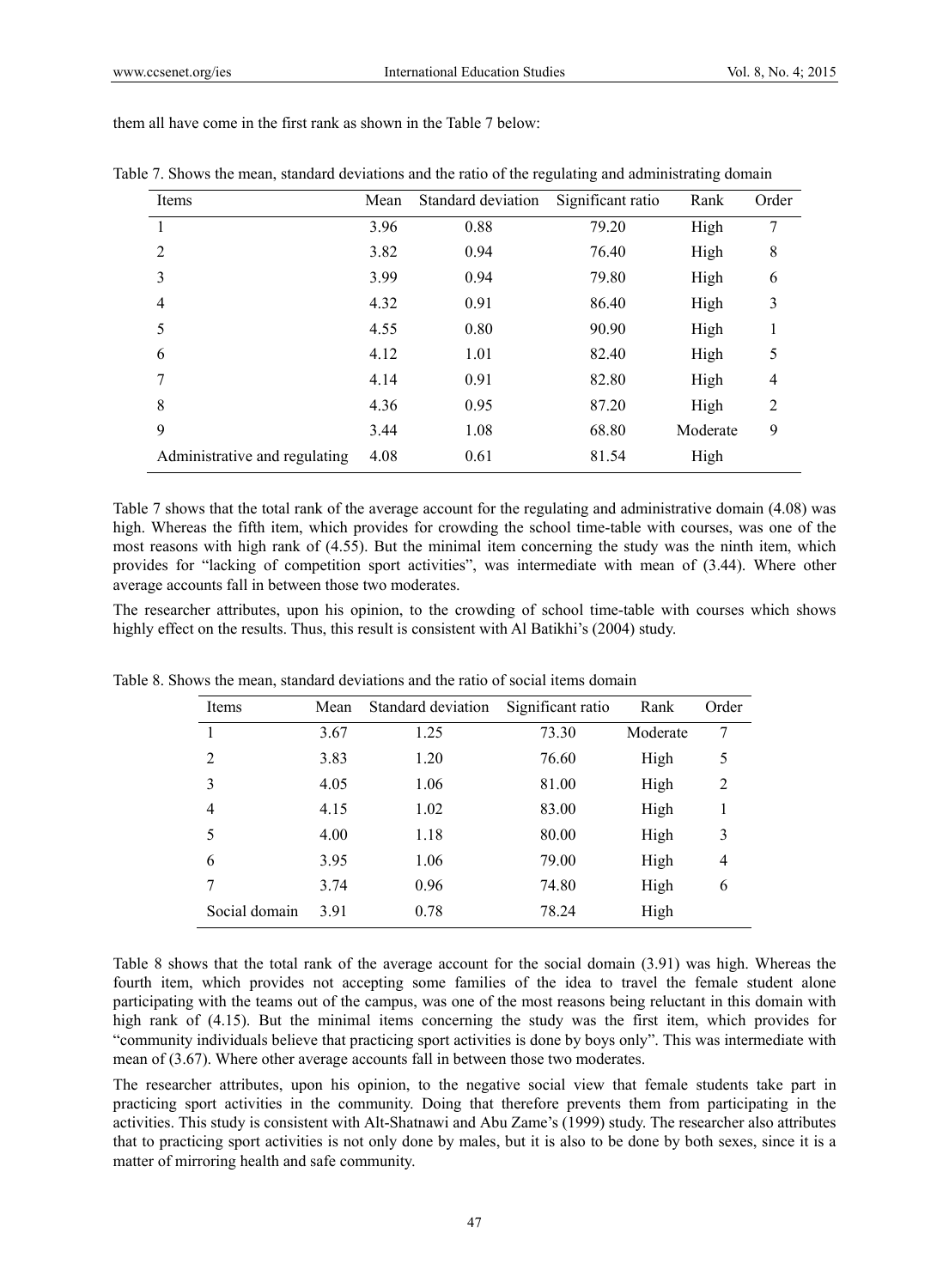them all have come in the first rank as shown in the Table 7 below:

Table 7. Shows the mean, standard deviations and the ratio of the regulating and administrating domain

| Items | Mean | Standard deviation | Significant ratio | Rank | Order |
|---|---|---|---|---|---|
| 1 | 3.96 | 0.88 | 79.20 | High | 7 |
| 2 | 3.82 | 0.94 | 76.40 | High | 8 |
| 3 | 3.99 | 0.94 | 79.80 | High | 6 |
| 4 | 4.32 | 0.91 | 86.40 | High | 3 |
| 5 | 4.55 | 0.80 | 90.90 | High | 1 |
| 6 | 4.12 | 1.01 | 82.40 | High | 5 |
| 7 | 4.14 | 0.91 | 82.80 | High | 4 |
| 8 | 4.36 | 0.95 | 87.20 | High | 2 |
| 9 | 3.44 | 1.08 | 68.80 | Moderate | 9 |
| Administrative and regulating | 4.08 | 0.61 | 81.54 | High | |

Table 7 shows that the total rank of the average account for the regulating and administrative domain (4.08) was high. Whereas the fifth item, which provides for crowding the school time-table with courses, was one of the most reasons with high rank of (4.55). But the minimal item concerning the study was the ninth item, which provides for "lacking of competition sport activities", was intermediate with mean of (3.44). Where other average accounts fall in between those two moderates.

The researcher attributes, upon his opinion, to the crowding of school time-table with courses which shows highly effect on the results. Thus, this result is consistent with Al Batikhi's (2004) study.

Table 8. Shows the mean, standard deviations and the ratio of social items domain

| Items | Mean | Standard deviation | Significant ratio | Rank | Order |
|---|---|---|---|---|---|
| 1 | 3.67 | 1.25 | 73.30 | Moderate | 7 |
| 2 | 3.83 | 1.20 | 76.60 | High | 5 |
| 3 | 4.05 | 1.06 | 81.00 | High | 2 |
| 4 | 4.15 | 1.02 | 83.00 | High | 1 |
| 5 | 4.00 | 1.18 | 80.00 | High | 3 |
| 6 | 3.95 | 1.06 | 79.00 | High | 4 |
| 7 | 3.74 | 0.96 | 74.80 | High | 6 |
| Social domain | 3.91 | 0.78 | 78.24 | High | |

Table 8 shows that the total rank of the average account for the social domain (3.91) was high. Whereas the fourth item, which provides not accepting some families of the idea to travel the female student alone participating with the teams out of the campus, was one of the most reasons being reluctant in this domain with high rank of (4.15). But the minimal items concerning the study was the first item, which provides for "community individuals believe that practicing sport activities is done by boys only". This was intermediate with mean of (3.67). Where other average accounts fall in between those two moderates.

The researcher attributes, upon his opinion, to the negative social view that female students take part in practicing sport activities in the community. Doing that therefore prevents them from participating in the activities. This study is consistent with Alt-Shatnawi and Abu Zame's (1999) study. The researcher also attributes that to practicing sport activities is not only done by males, but it is also to be done by both sexes, since it is a matter of mirroring health and safe community.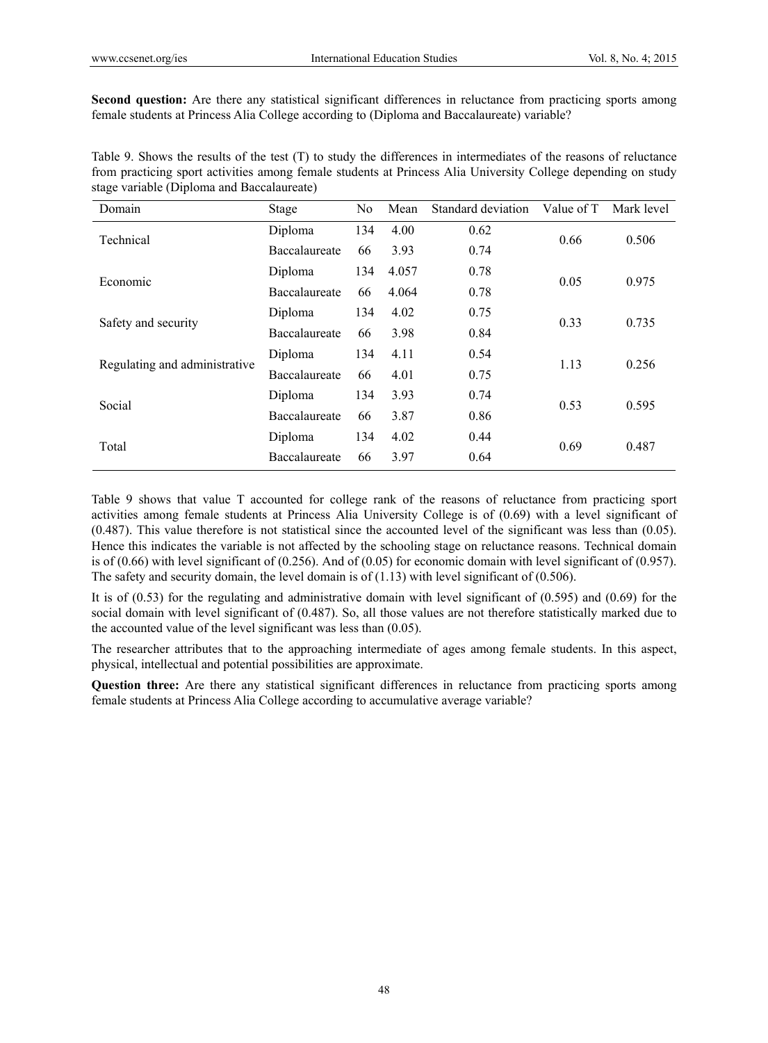**Second question:** Are there any statistical significant differences in reluctance from practicing sports among female students at Princess Alia College according to (Diploma and Baccalaureate) variable?

Table 9. Shows the results of the test (T) to study the differences in intermediates of the reasons of reluctance from practicing sport activities among female students at Princess Alia University College depending on study stage variable (Diploma and Baccalaureate)

| Domain | Stage | No | Mean | Standard deviation | Value of T | Mark level |
|---|---|---|---|---|---|---|
| Technical | Diploma | 134 | 4.00 | 0.62 | 0.66 | 0.506 |
| | Baccalaureate | 66 | 3.93 | 0.74 | | |
| Economic | Diploma | 134 | 4.057 | 0.78 | 0.05 | 0.975 |
| | Baccalaureate | 66 | 4.064 | 0.78 | | |
| Safety and security | Diploma | 134 | 4.02 | 0.75 | 0.33 | 0.735 |
| | Baccalaureate | 66 | 3.98 | 0.84 | | |
| Regulating and administrative | Diploma | 134 | 4.11 | 0.54 | 1.13 | 0.256 |
| | Baccalaureate | 66 | 4.01 | 0.75 | | |
| Social | Diploma | 134 | 3.93 | 0.74 | 0.53 | 0.595 |
| | Baccalaureate | 66 | 3.87 | 0.86 | | |
| Total | Diploma | 134 | 4.02 | 0.44 | 0.69 | 0.487 |
| | Baccalaureate | 66 | 3.97 | 0.64 | | |

Table 9 shows that value T accounted for college rank of the reasons of reluctance from practicing sport activities among female students at Princess Alia University College is of (0.69) with a level significant of (0.487). This value therefore is not statistical since the accounted level of the significant was less than (0.05). Hence this indicates the variable is not affected by the schooling stage on reluctance reasons. Technical domain is of (0.66) with level significant of (0.256). And of (0.05) for economic domain with level significant of (0.957). The safety and security domain, the level domain is of (1.13) with level significant of (0.506).

It is of (0.53) for the regulating and administrative domain with level significant of (0.595) and (0.69) for the social domain with level significant of (0.487). So, all those values are not therefore statistically marked due to the accounted value of the level significant was less than (0.05).

The researcher attributes that to the approaching intermediate of ages among female students. In this aspect, physical, intellectual and potential possibilities are approximate.

**Question three:** Are there any statistical significant differences in reluctance from practicing sports among female students at Princess Alia College according to accumulative average variable?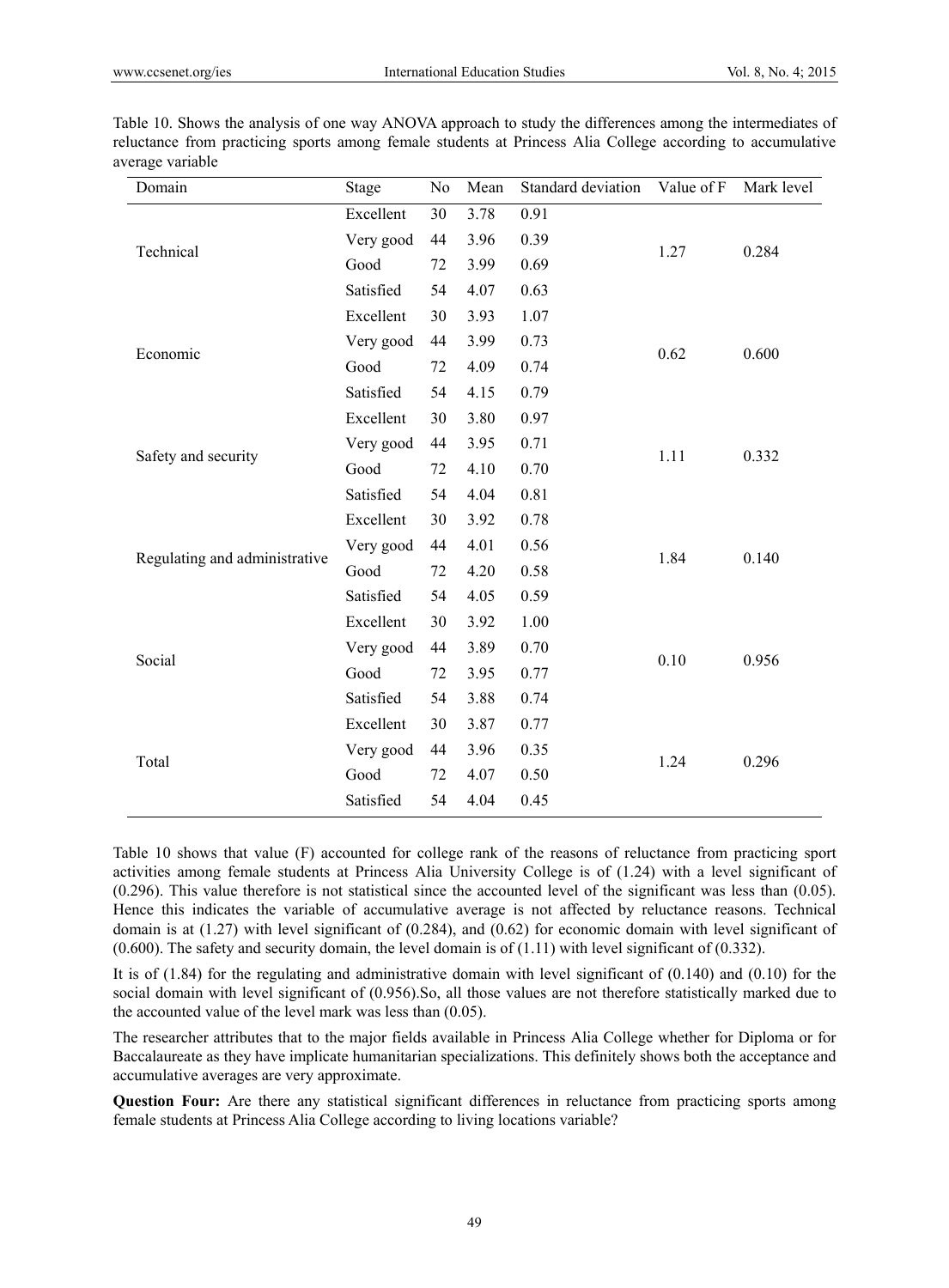Table 10. Shows the analysis of one way ANOVA approach to study the differences among the intermediates of reluctance from practicing sports among female students at Princess Alia College according to accumulative average variable

| Domain | Stage | No | Mean | Standard deviation | Value of F | Mark level |
|---|---|---|---|---|---|---|
| Technical | Excellent | 30 | 3.78 | 0.91 | 1.27 | 0.284 |
| | Very good | 44 | 3.96 | 0.39 | | |
| | Good | 72 | 3.99 | 0.69 | | |
| | Satisfied | 54 | 4.07 | 0.63 | | |
| Economic | Excellent | 30 | 3.93 | 1.07 | 0.62 | 0.600 |
| | Very good | 44 | 3.99 | 0.73 | | |
| | Good | 72 | 4.09 | 0.74 | | |
| | Satisfied | 54 | 4.15 | 0.79 | | |
| Safety and security | Excellent | 30 | 3.80 | 0.97 | 1.11 | 0.332 |
| | Very good | 44 | 3.95 | 0.71 | | |
| | Good | 72 | 4.10 | 0.70 | | |
| | Satisfied | 54 | 4.04 | 0.81 | | |
| Regulating and administrative | Excellent | 30 | 3.92 | 0.78 | 1.84 | 0.140 |
| | Very good | 44 | 4.01 | 0.56 | | |
| | Good | 72 | 4.20 | 0.58 | | |
| | Satisfied | 54 | 4.05 | 0.59 | | |
| Social | Excellent | 30 | 3.92 | 1.00 | 0.10 | 0.956 |
| | Very good | 44 | 3.89 | 0.70 | | |
| | Good | 72 | 3.95 | 0.77 | | |
| | Satisfied | 54 | 3.88 | 0.74 | | |
| Total | Excellent | 30 | 3.87 | 0.77 | 1.24 | 0.296 |
| | Very good | 44 | 3.96 | 0.35 | | |
| | Good | 72 | 4.07 | 0.50 | | |
| | Satisfied | 54 | 4.04 | 0.45 | | |

Table 10 shows that value (F) accounted for college rank of the reasons of reluctance from practicing sport activities among female students at Princess Alia University College is of (1.24) with a level significant of (0.296). This value therefore is not statistical since the accounted level of the significant was less than (0.05). Hence this indicates the variable of accumulative average is not affected by reluctance reasons. Technical domain is at (1.27) with level significant of (0.284), and (0.62) for economic domain with level significant of (0.600). The safety and security domain, the level domain is of (1.11) with level significant of (0.332).

It is of (1.84) for the regulating and administrative domain with level significant of (0.140) and (0.10) for the social domain with level significant of (0.956).So, all those values are not therefore statistically marked due to the accounted value of the level mark was less than (0.05).

The researcher attributes that to the major fields available in Princess Alia College whether for Diploma or for Baccalaureate as they have implicate humanitarian specializations. This definitely shows both the acceptance and accumulative averages are very approximate.

**Question Four:** Are there any statistical significant differences in reluctance from practicing sports among female students at Princess Alia College according to living locations variable?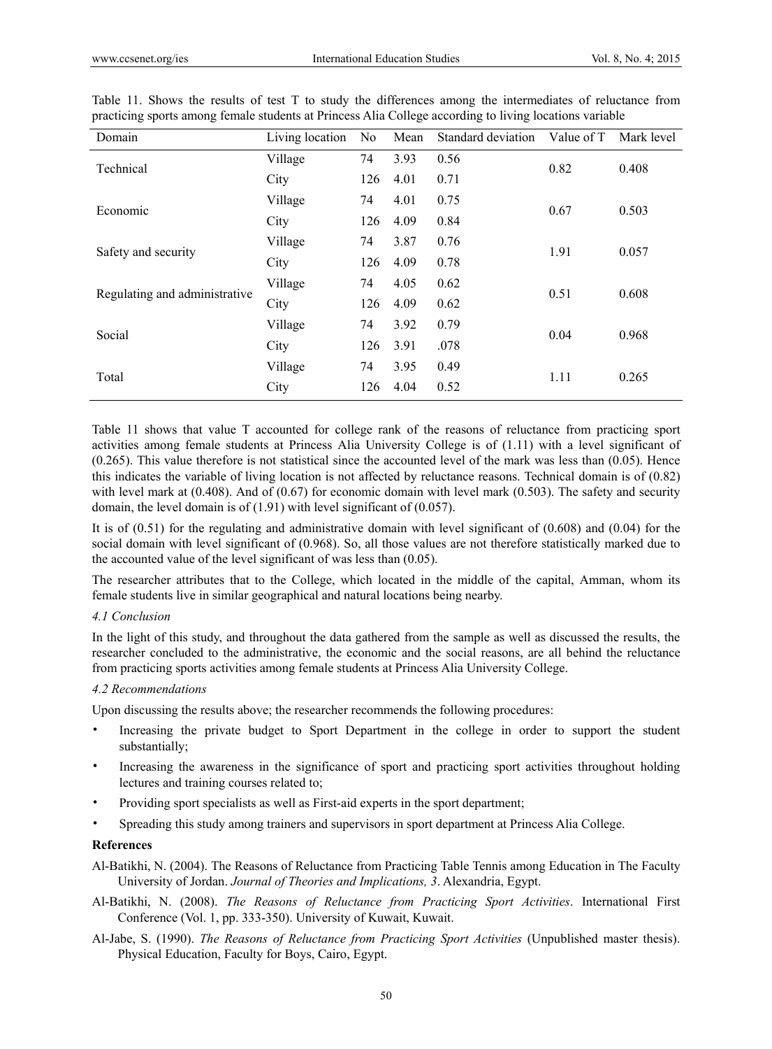Table 11. Shows the results of test T to study the differences among the intermediates of reluctance from practicing sports among female students at Princess Alia College according to living locations variable

| Domain | Living location | No | Mean | Standard deviation | Value of T | Mark level |
|---|---|---|---|---|---|---|
| Technical | Village | 74 | 3.93 | 0.56 | 0.82 | 0.408 |
| | City | 126 | 4.01 | 0.71 | | |
| Economic | Village | 74 | 4.01 | 0.75 | 0.67 | 0.503 |
| | City | 126 | 4.09 | 0.84 | | |
| Safety and security | Village | 74 | 3.87 | 0.76 | 1.91 | 0.057 |
| | City | 126 | 4.09 | 0.78 | | |
| Regulating and administrative | Village | 74 | 4.05 | 0.62 | 0.51 | 0.608 |
| | City | 126 | 4.09 | 0.62 | | |
| Social | Village | 74 | 3.92 | 0.79 | 0.04 | 0.968 |
| | City | 126 | 3.91 | .078 | | |
| Total | Village | 74 | 3.95 | 0.49 | 1.11 | 0.265 |
| | City | 126 | 4.04 | 0.52 | | |

Table 11 shows that value T accounted for college rank of the reasons of reluctance from practicing sport activities among female students at Princess Alia University College is of (1.11) with a level significant of (0.265). This value therefore is not statistical since the accounted level of the mark was less than (0.05). Hence this indicates the variable of living location is not affected by reluctance reasons. Technical domain is of (0.82) with level mark at (0.408). And of (0.67) for economic domain with level mark (0.503). The safety and security domain, the level domain is of (1.91) with level significant of (0.057).

It is of (0.51) for the regulating and administrative domain with level significant of (0.608) and (0.04) for the social domain with level significant of (0.968). So, all those values are not therefore statistically marked due to the accounted value of the level significant of was less than (0.05).

The researcher attributes that to the College, which located in the middle of the capital, Amman, whom its female students live in similar geographical and natural locations being nearby.

### *4.1 Conclusion*

In the light of this study, and throughout the data gathered from the sample as well as discussed the results, the researcher concluded to the administrative, the economic and the social reasons, are all behind the reluctance from practicing sports activities among female students at Princess Alia University College.

### *4.2 Recommendations*

Upon discussing the results above; the researcher recommends the following procedures:

- Increasing the private budget to Sport Department in the college in order to support the student substantially;
- Increasing the awareness in the significance of sport and practicing sport activities throughout holding lectures and training courses related to;
- Providing sport specialists as well as First-aid experts in the sport department;
- Spreading this study among trainers and supervisors in sport department at Princess Alia College.

## References

Al-Batikhi, N. (2004). The Reasons of Reluctance from Practicing Table Tennis among Education in The Faculty University of Jordan. *Journal of Theories and Implications, 3*. Alexandria, Egypt.

Al-Batikhi, N. (2008). *The Reasons of Reluctance from Practicing Sport Activities*. International First Conference (Vol. 1, pp. 333-350). University of Kuwait, Kuwait.

Al-Jabe, S. (1990). *The Reasons of Reluctance from Practicing Sport Activities* (Unpublished master thesis). Physical Education, Faculty for Boys, Cairo, Egypt.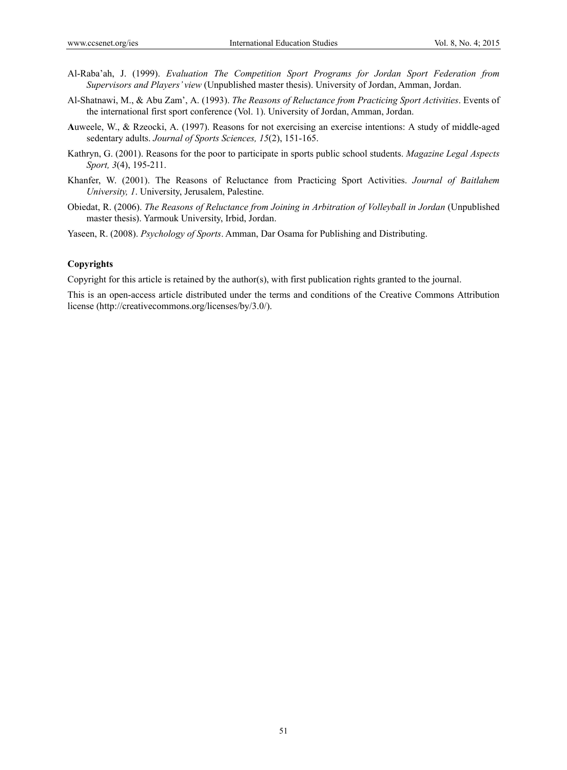Al-Raba'ah, J. (1999). *Evaluation The Competition Sport Programs for Jordan Sport Federation from Supervisors and Players' view* (Unpublished master thesis). University of Jordan, Amman, Jordan.

Al-Shatnawi, M., & Abu Zam', A. (1993). *The Reasons of Reluctance from Practicing Sport Activities*. Events of the international first sport conference (Vol. 1). University of Jordan, Amman, Jordan.

**A**uweele, W., & Rzeocki, A. (1997). Reasons for not exercising an exercise intentions: A study of middle-aged sedentary adults. *Journal of Sports Sciences, 15*(2), 151-165.

Kathryn, G. (2001). Reasons for the poor to participate in sports public school students. *Magazine Legal Aspects Sport, 3*(4), 195-211.

Khanfer, W. (2001). The Reasons of Reluctance from Practicing Sport Activities. *Journal of Baitlahem University, 1*. University, Jerusalem, Palestine.

Obiedat, R. (2006). *The Reasons of Reluctance from Joining in Arbitration of Volleyball in Jordan* (Unpublished master thesis). Yarmouk University, Irbid, Jordan.

Yaseen, R. (2008). *Psychology of Sports*. Amman, Dar Osama for Publishing and Distributing.

### Copyrights

Copyright for this article is retained by the author(s), with first publication rights granted to the journal.

This is an open-access article distributed under the terms and conditions of the Creative Commons Attribution license (http://creativecommons.org/licenses/by/3.0/).